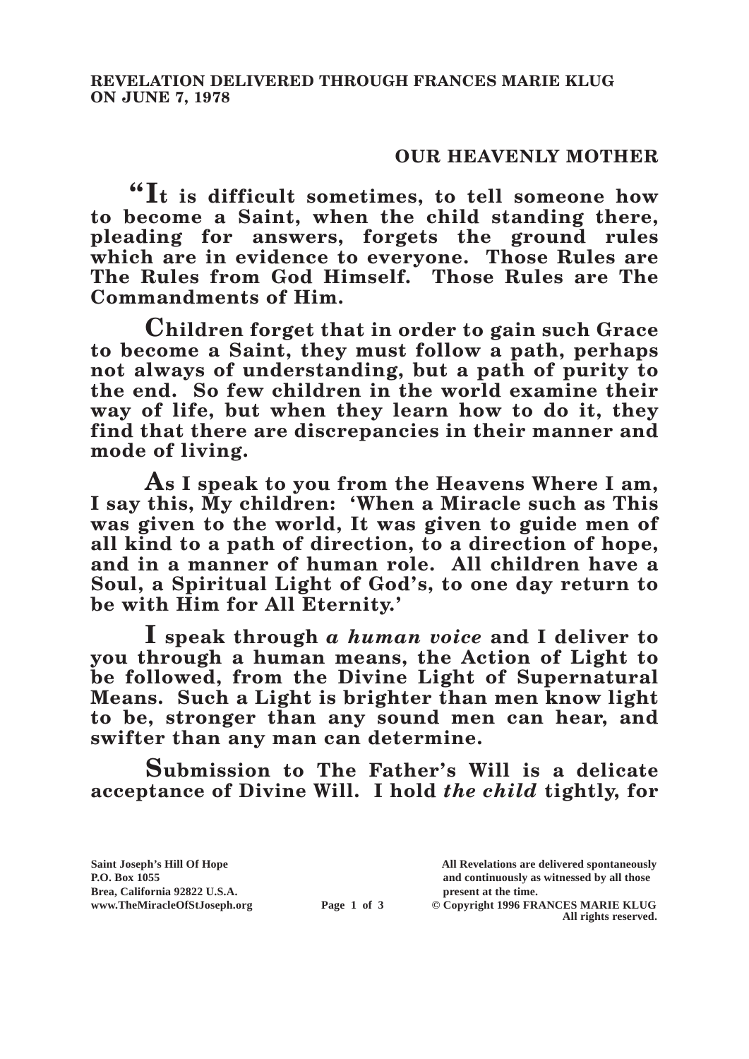**REVELATION DELIVERED THROUGH FRANCES MARIE KLUG ON JUNE 7, 1978**

## OUR HEAVENLY MOTHER

**"It is difficult sometimes, to tell someone how to become a Saint, when the child standing there, pleading for answers, forgets the ground rules which are in evidence to everyone. Those Rules are The Rules from God Himself. Those Rules are The Commandments of Him.**

**Children forget that in order to gain such Grace to become a Saint, they must follow a path, perhaps not always of understanding, but a path of purity to the end. So few children in the world examine their way of life, but when they learn how to do it, they find that there are discrepancies in their manner and mode of living.**

**As I speak to you from the Heavens Where I am, I say this, My children: 'When a Miracle such as This was given to the world, It was given to guide men of all kind to a path of direction, to a direction of hope, and in a manner of human role. All children have a Soul, a Spiritual Light of God's, to one day return to be with Him for All Eternity.'**

**I speak through *a human voice* and I deliver to you through a human means, the Action of Light to be followed, from the Divine Light of Supernatural Means. Such a Light is brighter than men know light to be, stronger than any sound men can hear, and swifter than any man can determine.**

**Submission to The Father's Will is a delicate acceptance of Divine Will. I hold *the child* tightly, for**

Saint Joseph's Hill Of Hope
P.O. Box 1055
Brea, California 92822 U.S.A.
www.TheMiracleOfStJoseph.org

All Revelations are delivered spontaneously and continuously as witnessed by all those present at the time.
© Copyright 1996 FRANCES MARIE KLUG
All rights reserved.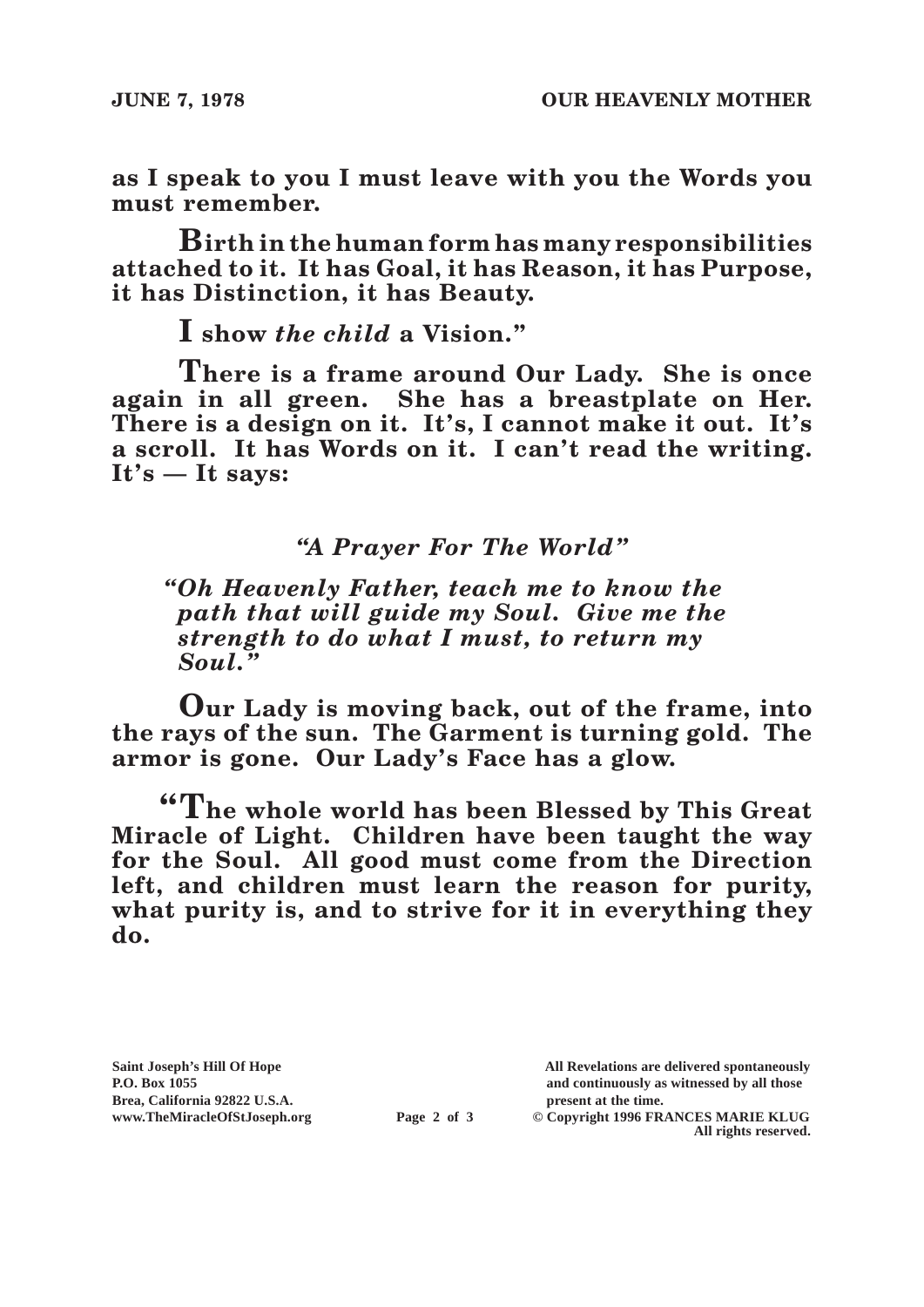**as I speak to you I must leave with you the Words you must remember.**

**Birth in the human form has many responsibilities attached to it. It has Goal, it has Reason, it has Purpose, it has Distinction, it has Beauty.**

**I show *the child* a Vision."**

**There is a frame around Our Lady. She is once again in all green. She has a breastplate on Her. There is a design on it. It's, I cannot make it out. It's a scroll. It has Words on it. I can't read the writing. It's — It says:**

***"A Prayer For The World"***

***"Oh Heavenly Father, teach me to know the path that will guide my Soul. Give me the strength to do what I must, to return my Soul."***

**Our Lady is moving back, out of the frame, into the rays of the sun. The Garment is turning gold. The armor is gone. Our Lady's Face has a glow.**

**"The whole world has been Blessed by This Great Miracle of Light. Children have been taught the way for the Soul. All good must come from the Direction left, and children must learn the reason for purity, what purity is, and to strive for it in everything they do.**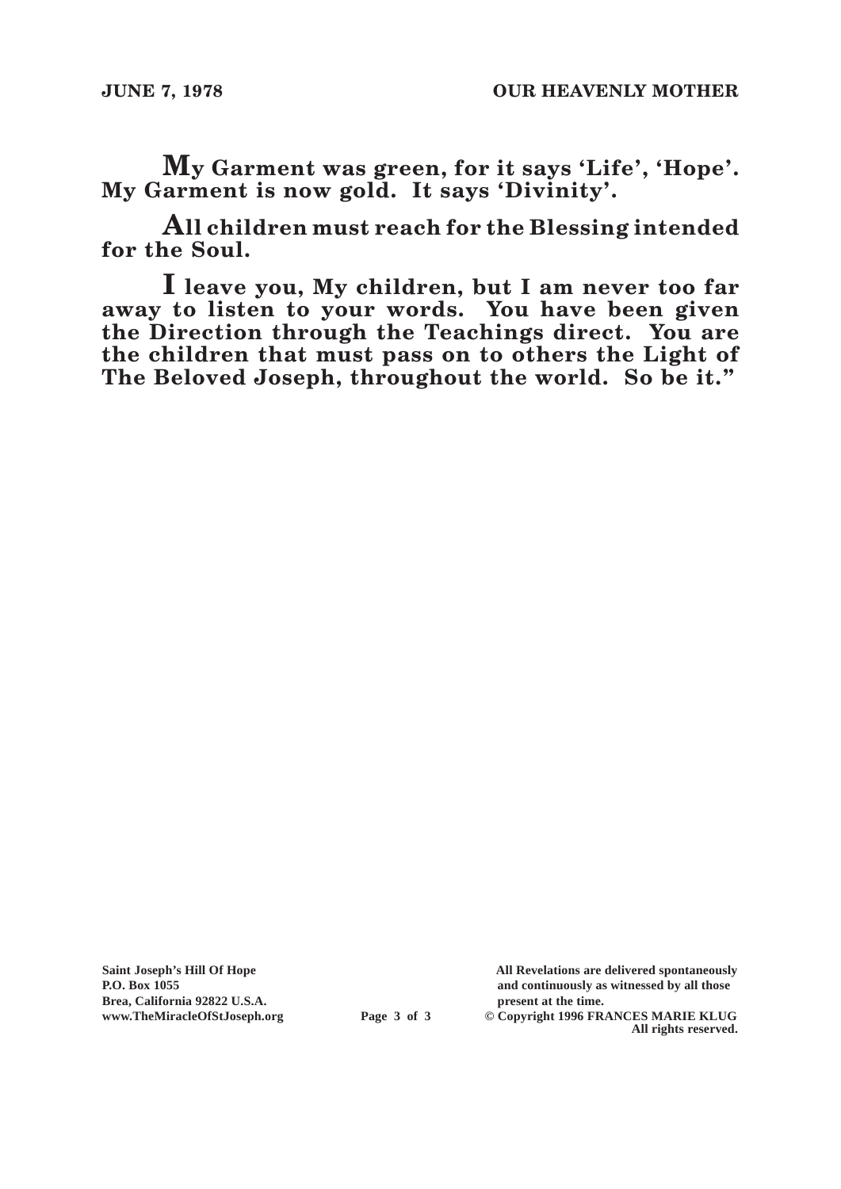**My Garment was green, for it says 'Life', 'Hope'. My Garment is now gold. It says 'Divinity'.**

**All children must reach for the Blessing intended for the Soul.**

**I leave you, My children, but I am never too far away to listen to your words. You have been given the Direction through the Teachings direct. You are the children that must pass on to others the Light of The Beloved Joseph, throughout the world. So be it."**

**Saint Joseph's Hill Of Hope**
**P.O. Box 1055**
**Brea, California 92822 U.S.A.**
**www.TheMiracleOfStJoseph.org**

**All Revelations are delivered spontaneously and continuously as witnessed by all those present at the time.**
**© Copyright 1996 FRANCES MARIE KLUG**
**All rights reserved.**